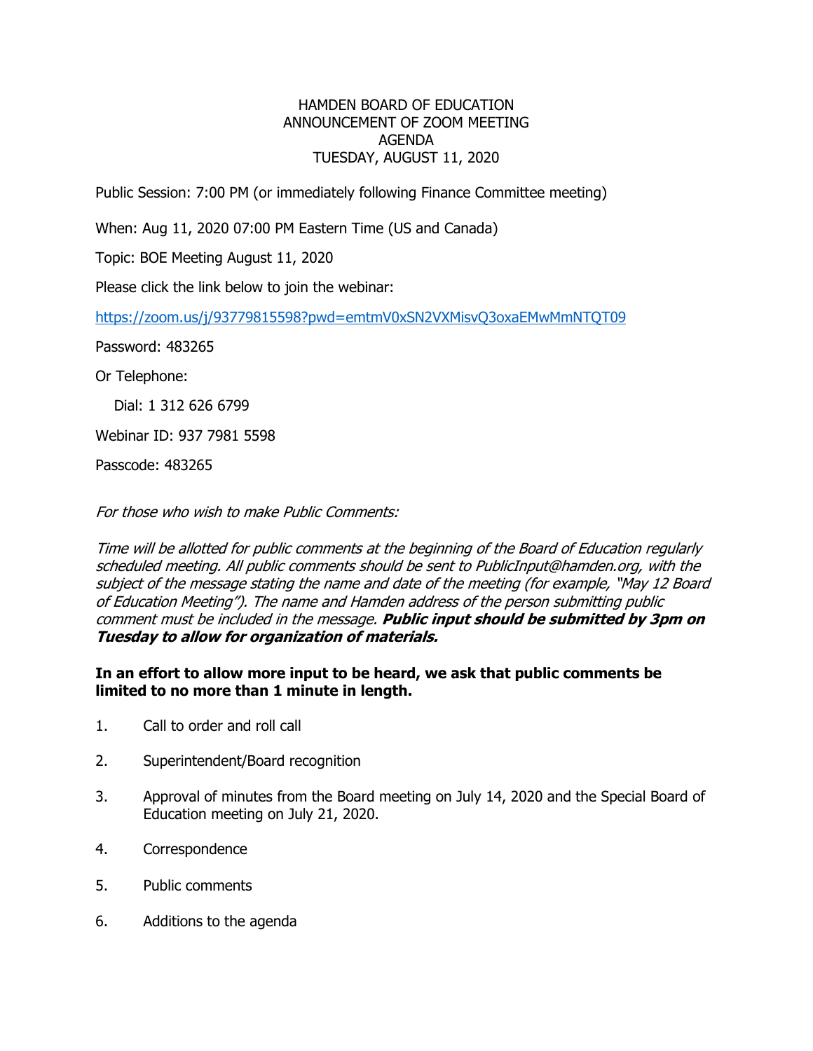# HAMDEN BOARD OF EDUCATION
## ANNOUNCEMENT OF ZOOM MEETING
## AGENDA
## TUESDAY, AUGUST 11, 2020

Public Session: 7:00 PM (or immediately following Finance Committee meeting)

When: Aug 11, 2020 07:00 PM Eastern Time (US and Canada)

Topic: BOE Meeting August 11, 2020

Please click the link below to join the webinar:

https://zoom.us/j/93779815598?pwd=emtmV0xSN2VXMisvQ3oxaEMwMmNTQT09

Password: 483265

Or Telephone:

Dial: 1 312 626 6799

Webinar ID: 937 7981 5598

Passcode: 483265

*For those who wish to make Public Comments:*

*Time will be allotted for public comments at the beginning of the Board of Education regularly scheduled meeting. All public comments should be sent to PublicInput@hamden.org, with the subject of the message stating the name and date of the meeting (for example, "May 12 Board of Education Meeting"). The name and Hamden address of the person submitting public comment must be included in the message.* ***Public input should be submitted by 3pm on Tuesday to allow for organization of materials.***

**In an effort to allow more input to be heard, we ask that public comments be limited to no more than 1 minute in length.**

1. Call to order and roll call
2. Superintendent/Board recognition
3. Approval of minutes from the Board meeting on July 14, 2020 and the Special Board of Education meeting on July 21, 2020.
4. Correspondence
5. Public comments
6. Additions to the agenda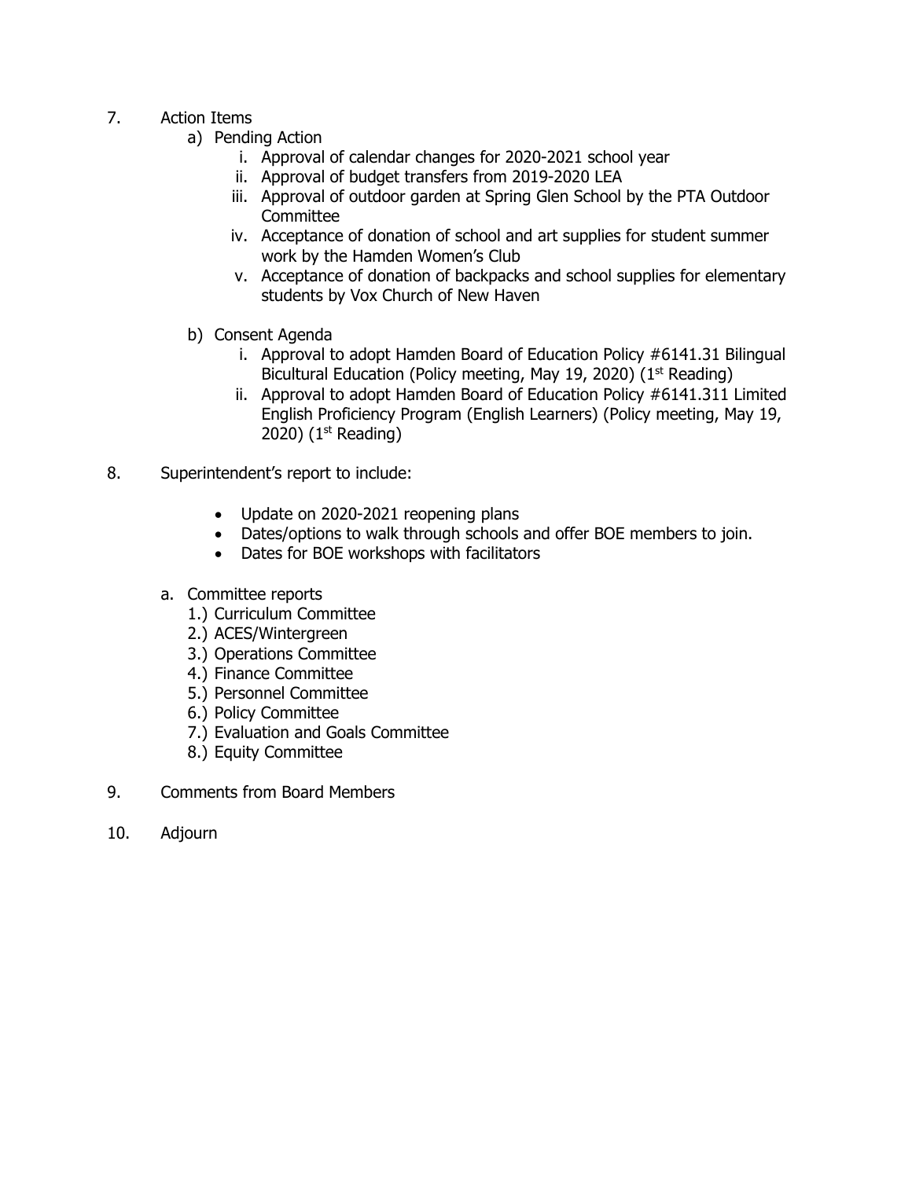7. Action Items
   a) Pending Action
      i. Approval of calendar changes for 2020-2021 school year
      ii. Approval of budget transfers from 2019-2020 LEA
      iii. Approval of outdoor garden at Spring Glen School by the PTA Outdoor Committee
      iv. Acceptance of donation of school and art supplies for student summer work by the Hamden Women's Club
      v. Acceptance of donation of backpacks and school supplies for elementary students by Vox Church of New Haven

   b) Consent Agenda
      i. Approval to adopt Hamden Board of Education Policy #6141.31 Bilingual Bicultural Education (Policy meeting, May 19, 2020) (1st Reading)
      ii. Approval to adopt Hamden Board of Education Policy #6141.311 Limited English Proficiency Program (English Learners) (Policy meeting, May 19, 2020) (1st Reading)

8. Superintendent's report to include:

   - Update on 2020-2021 reopening plans
   - Dates/options to walk through schools and offer BOE members to join.
   - Dates for BOE workshops with facilitators

   a. Committee reports
      1.) Curriculum Committee
      2.) ACES/Wintergreen
      3.) Operations Committee
      4.) Finance Committee
      5.) Personnel Committee
      6.) Policy Committee
      7.) Evaluation and Goals Committee
      8.) Equity Committee

9. Comments from Board Members

10. Adjourn